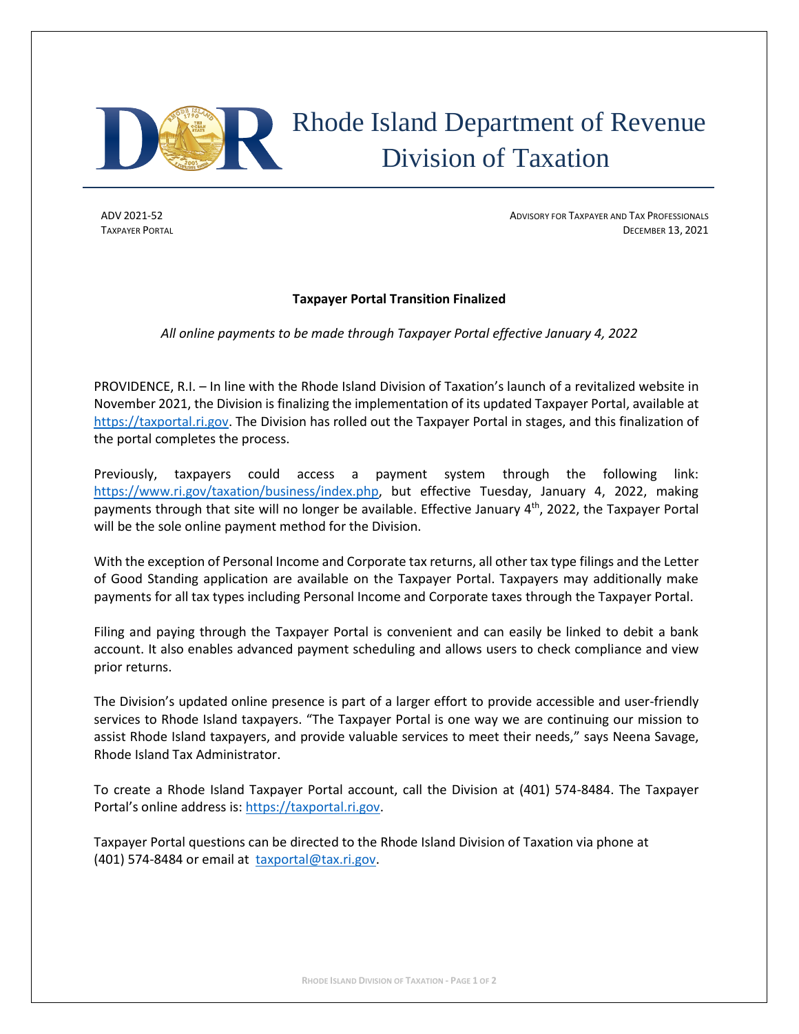# Rhode Island Department of Revenue
## Division of Taxation

ADV 2021-52
TAXPAYER PORTAL

ADVISORY FOR TAXPAYER AND TAX PROFESSIONALS
DECEMBER 13, 2021

**Taxpayer Portal Transition Finalized**

*All online payments to be made through Taxpayer Portal effective January 4, 2022*

PROVIDENCE, R.I. – In line with the Rhode Island Division of Taxation's launch of a revitalized website in November 2021, the Division is finalizing the implementation of its updated Taxpayer Portal, available at https://taxportal.ri.gov. The Division has rolled out the Taxpayer Portal in stages, and this finalization of the portal completes the process.

Previously, taxpayers could access a payment system through the following link: https://www.ri.gov/taxation/business/index.php, but effective Tuesday, January 4, 2022, making payments through that site will no longer be available. Effective January 4th, 2022, the Taxpayer Portal will be the sole online payment method for the Division.

With the exception of Personal Income and Corporate tax returns, all other tax type filings and the Letter of Good Standing application are available on the Taxpayer Portal. Taxpayers may additionally make payments for all tax types including Personal Income and Corporate taxes through the Taxpayer Portal.

Filing and paying through the Taxpayer Portal is convenient and can easily be linked to debit a bank account. It also enables advanced payment scheduling and allows users to check compliance and view prior returns.

The Division's updated online presence is part of a larger effort to provide accessible and user-friendly services to Rhode Island taxpayers. "The Taxpayer Portal is one way we are continuing our mission to assist Rhode Island taxpayers, and provide valuable services to meet their needs," says Neena Savage, Rhode Island Tax Administrator.

To create a Rhode Island Taxpayer Portal account, call the Division at (401) 574-8484. The Taxpayer Portal's online address is: https://taxportal.ri.gov.

Taxpayer Portal questions can be directed to the Rhode Island Division of Taxation via phone at (401) 574-8484 or email at taxportal@tax.ri.gov.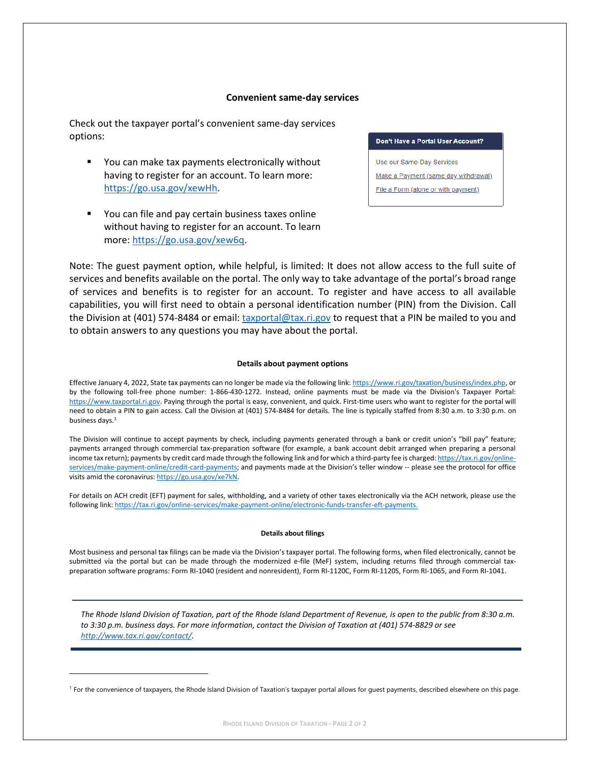## Convenient same-day services

Check out the taxpayer portal's convenient same-day services options:

- You can make tax payments electronically without having to register for an account. To learn more: https://go.usa.gov/xewHh.
- You can file and pay certain business taxes online without having to register for an account. To learn more: https://go.usa.gov/xew6q.

**Don't Have a Portal User Account?**

Use our Same-Day Services

Make a Payment (same day withdrawal)

File a Form (alone or with payment)

Note: The guest payment option, while helpful, is limited: It does not allow access to the full suite of services and benefits available on the portal. The only way to take advantage of the portal's broad range of services and benefits is to register for an account. To register and have access to all available capabilities, you will first need to obtain a personal identification number (PIN) from the Division. Call the Division at (401) 574-8484 or email: taxportal@tax.ri.gov to request that a PIN be mailed to you and to obtain answers to any questions you may have about the portal.

#### Details about payment options

Effective January 4, 2022, State tax payments can no longer be made via the following link: https://www.ri.gov/taxation/business/index.php, or by the following toll-free phone number: 1-866-430-1272. Instead, online payments must be made via the Division's Taxpayer Portal: https://www.taxportal.ri.gov. Paying through the portal is easy, convenient, and quick. First-time users who want to register for the portal will need to obtain a PIN to gain access. Call the Division at (401) 574-8484 for details. The line is typically staffed from 8:30 a.m. to 3:30 p.m. on business days.[1]

The Division will continue to accept payments by check, including payments generated through a bank or credit union's "bill pay" feature; payments arranged through commercial tax-preparation software (for example, a bank account debit arranged when preparing a personal income tax return); payments by credit card made through the following link and for which a third-party fee is charged: https://tax.ri.gov/online-services/make-payment-online/credit-card-payments; and payments made at the Division's teller window -- please see the protocol for office visits amid the coronavirus: https://go.usa.gov/xe7kN.

For details on ACH credit (EFT) payment for sales, withholding, and a variety of other taxes electronically via the ACH network, please use the following link: https://tax.ri.gov/online-services/make-payment-online/electronic-funds-transfer-eft-payments.

#### Details about filings

Most business and personal tax filings can be made via the Division's taxpayer portal. The following forms, when filed electronically, cannot be submitted via the portal but can be made through the modernized e-file (MeF) system, including returns filed through commercial tax-preparation software programs: Form RI-1040 (resident and nonresident), Form RI-1120C, Form RI-1120S, Form RI-1065, and Form RI-1041.

---

*The Rhode Island Division of Taxation, part of the Rhode Island Department of Revenue, is open to the public from 8:30 a.m. to 3:30 p.m. business days. For more information, contact the Division of Taxation at (401) 574-8829 or see http://www.tax.ri.gov/contact/.*

---

[1] For the convenience of taxpayers, the Rhode Island Division of Taxation's taxpayer portal allows for guest payments, described elsewhere on this page.